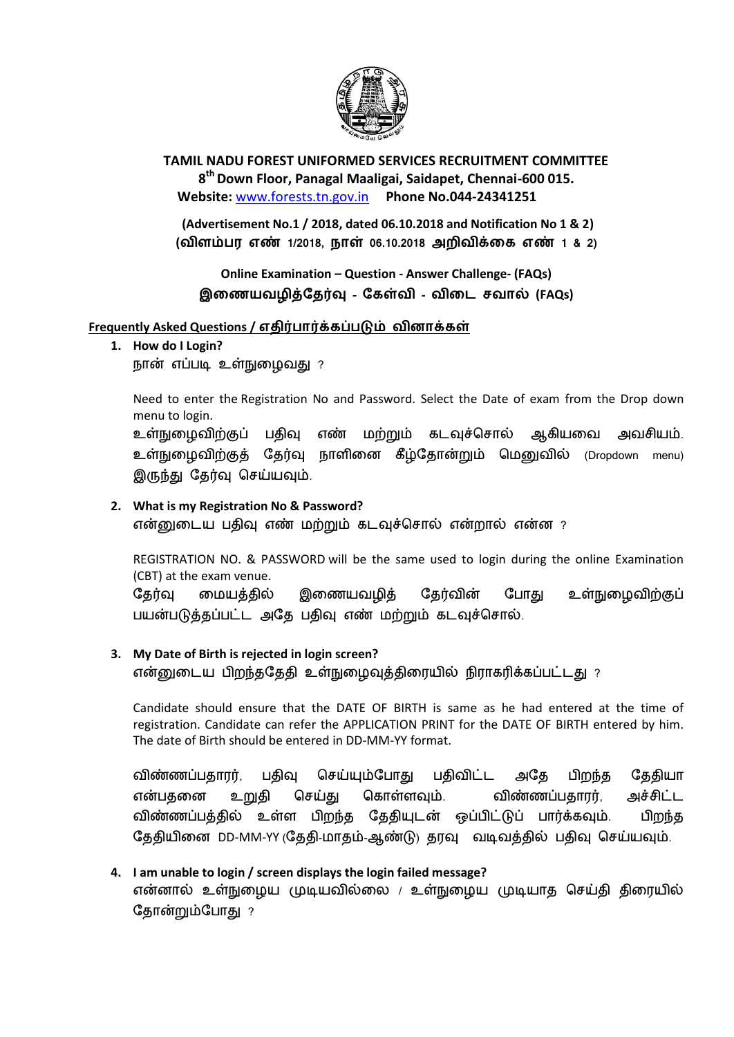**TAMIL NADU FOREST UNIFORMED SERVICES RECRUITMENT COMMITTEE**
**8th Down Floor, Panagal Maaligai, Saidapet, Chennai-600 015.**
**Website:** www.forests.tn.gov.in **Phone No.044-24341251**

**(Advertisement No.1 / 2018, dated 06.10.2018 and Notification No 1 & 2)**
**(விளம்பர எண் 1/2018, நாள் 06.10.2018 அறிவிக்கை எண் 1 & 2)**

**Online Examination – Question - Answer Challenge- (FAQs)**
**இணையவழித்தேர்வு - கேள்வி - விடை சவால் (FAQs)**

## Frequently Asked Questions / எதிர்பார்க்கப்படும் வினாக்கள்

1. **How do I Login?**
நான் எப்படி உள்நுழைவது ?

   Need to enter the Registration No and Password. Select the Date of exam from the Drop down menu to login.
   உள்நுழைவிற்குப் பதிவு எண் மற்றும் கடவுச்சொல் ஆகியவை அவசியம். உள்நுழைவிற்குத் தேர்வு நாளினை கீழ்தோன்றும் மெனுவில் (Dropdown menu) இருந்து தேர்வு செய்யவும்.

2. **What is my Registration No & Password?**
என்னுடைய பதிவு எண் மற்றும் கடவுச்சொல் என்றால் என்ன ?

   REGISTRATION NO. & PASSWORD will be the same used to login during the online Examination (CBT) at the exam venue.
   தேர்வு மையத்தில் இணையவழித் தேர்வின் போது உள்நுழைவிற்குப் பயன்படுத்தப்பட்ட அதே பதிவு எண் மற்றும் கடவுச்சொல்.

3. **My Date of Birth is rejected in login screen?**
என்னுடைய பிறந்ததேதி உள்நுழைவுத்திரையில் நிராகரிக்கப்பட்டது ?

   Candidate should ensure that the DATE OF BIRTH is same as he had entered at the time of registration. Candidate can refer the APPLICATION PRINT for the DATE OF BIRTH entered by him. The date of Birth should be entered in DD-MM-YY format.

   விண்ணப்பதாரர், பதிவு செய்யும்போது பதிவிட்ட அதே பிறந்த தேதியா என்பதனை உறுதி செய்து கொள்ளவும். விண்ணப்பதாரர், அச்சிட்ட விண்ணப்பத்தில் உள்ள பிறந்த தேதியுடன் ஒப்பிட்டுப் பார்க்கவும். பிறந்த தேதியினை DD-MM-YY (தேதி-மாதம்-ஆண்டு) தரவு வடிவத்தில் பதிவு செய்யவும்.

4. **I am unable to login / screen displays the login failed message?**
என்னால் உள்நுழைய முடியவில்லை / உள்நுழைய முடியாத செய்தி திரையில் தோன்றும்போது ?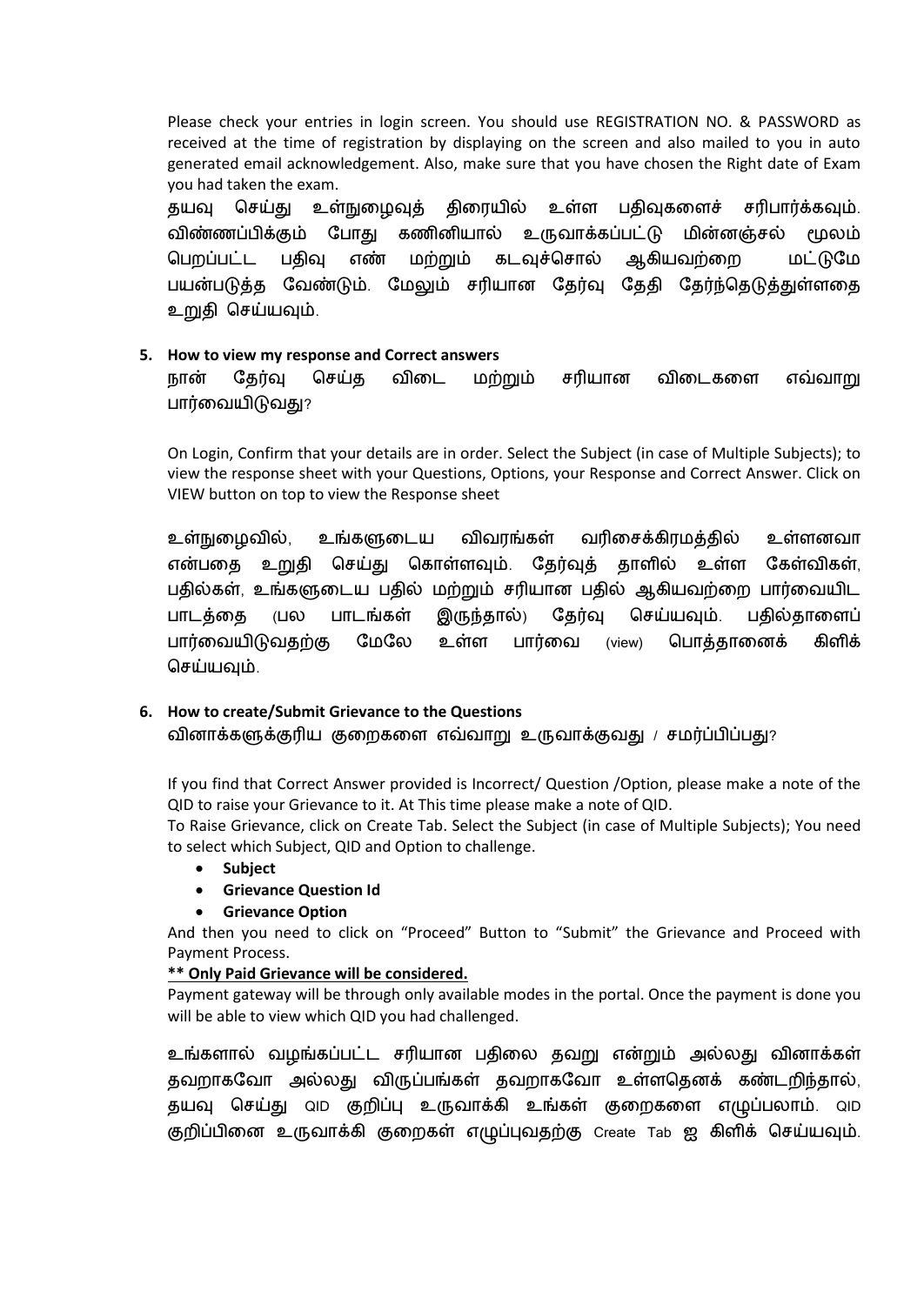Please check your entries in login screen. You should use REGISTRATION NO. & PASSWORD as received at the time of registration by displaying on the screen and also mailed to you in auto generated email acknowledgement. Also, make sure that you have chosen the Right date of Exam you had taken the exam.

தயவு செய்து உள்நுழைவுத் திரையில் உள்ள பதிவுகளைச் சரிபார்க்கவும். விண்ணப்பிக்கும் போது கணினியால் உருவாக்கப்பட்டு மின்னஞ்சல் மூலம் பெறப்பட்ட பதிவு எண் மற்றும் கடவுச்சொல் ஆகியவற்றை மட்டுமே பயன்படுத்த வேண்டும். மேலும் சரியான தேர்வு தேதி தேர்ந்தெடுத்துள்ளதை உறுதி செய்யவும்.

**5. How to view my response and Correct answers**

நான் தேர்வு செய்த விடை மற்றும் சரியான விடைகளை எவ்வாறு பார்வையிடுவது?

On Login, Confirm that your details are in order. Select the Subject (in case of Multiple Subjects); to view the response sheet with your Questions, Options, your Response and Correct Answer. Click on VIEW button on top to view the Response sheet

உள்நுழைவில், உங்களுடைய விவரங்கள் வரிசைக்கிரமத்தில் உள்ளனவா என்பதை உறுதி செய்து கொள்ளவும். தேர்வுத் தாளில் உள்ள கேள்விகள், பதில்கள், உங்களுடைய பதில் மற்றும் சரியான பதில் ஆகியவற்றை பார்வையிட பாடத்தை (பல பாடங்கள் இருந்தால்) தேர்வு செய்யவும். பதில்தாளைப் பார்வையிடுவதற்கு மேலே உள்ள பார்வை (view) பொத்தானைக் கிளிக் செய்யவும்.

**6. How to create/Submit Grievance to the Questions**

வினாக்களுக்குரிய குறைகளை எவ்வாறு உருவாக்குவது / சமர்ப்பிப்பது?

If you find that Correct Answer provided is Incorrect/ Question /Option, please make a note of the QID to raise your Grievance to it. At This time please make a note of QID.

To Raise Grievance, click on Create Tab. Select the Subject (in case of Multiple Subjects); You need to select which Subject, QID and Option to challenge.

- **Subject**
- **Grievance Question Id**
- **Grievance Option**

And then you need to click on "Proceed" Button to "Submit" the Grievance and Proceed with Payment Process.

**<u>** Only Paid Grievance will be considered.</u>**

Payment gateway will be through only available modes in the portal. Once the payment is done you will be able to view which QID you had challenged.

உங்களால் வழங்கப்பட்ட சரியான பதிலை தவறு என்றும் அல்லது வினாக்கள் தவறாகவோ அல்லது விருப்பங்கள் தவறாகவோ உள்ளதெனக் கண்டறிந்தால், தயவு செய்து QID குறிப்பு உருவாக்கி உங்கள் குறைகளை எழுப்பலாம். QID குறிப்பினை உருவாக்கி குறைகள் எழுப்புவதற்கு Create Tab ஐ கிளிக் செய்யவும்.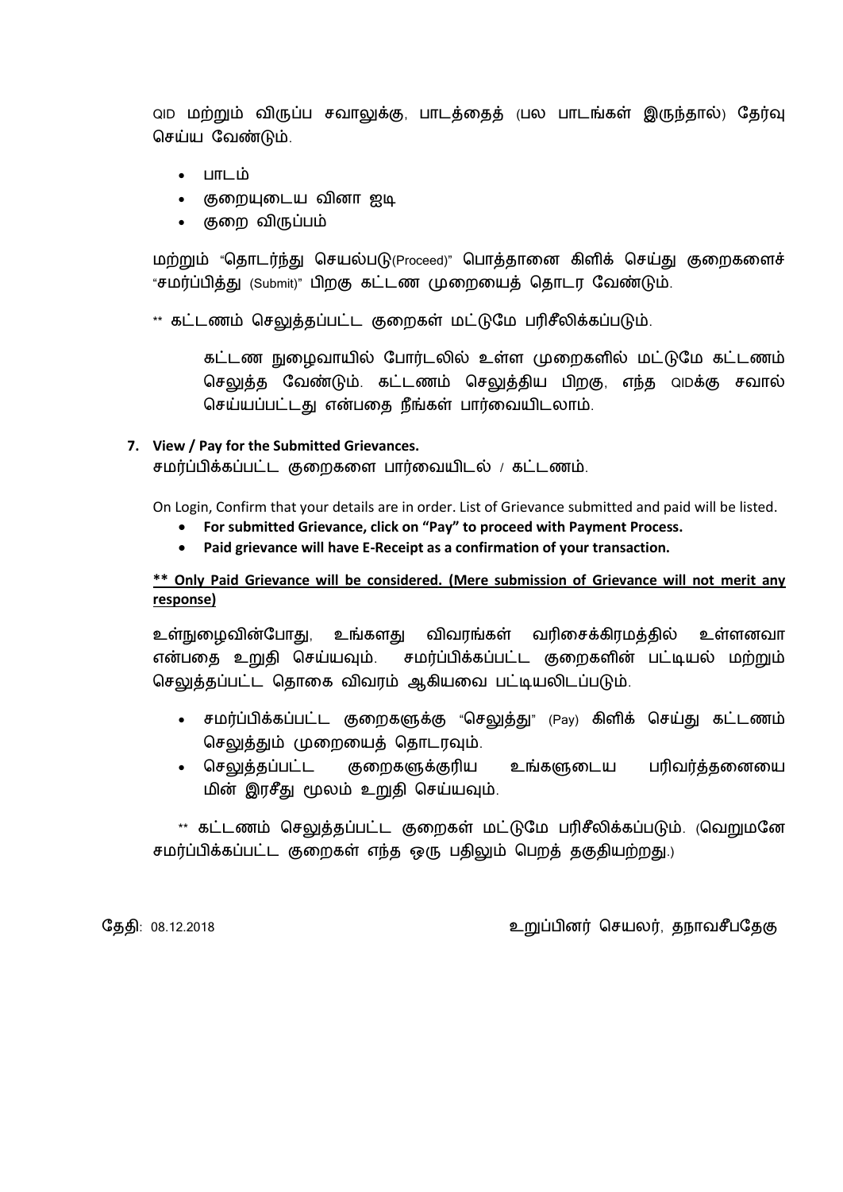QID மற்றும் விருப்ப சவாலுக்கு, பாடத்தைத் (பல பாடங்கள் இருந்தால்) தேர்வு செய்ய வேண்டும்.

- பாடம்
- குறையுடைய வினா ஐடி
- குறை விருப்பம்

மற்றும் "தொடர்ந்து செயல்படு(Proceed)" பொத்தானை கிளிக் செய்து குறைகளைச் "சமர்ப்பித்து (Submit)" பிறகு கட்டண முறையைத் தொடர வேண்டும்.

** கட்டணம் செலுத்தப்பட்ட குறைகள் மட்டுமே பரிசீலிக்கப்படும்.

கட்டண நுழைவாயில் போர்டலில் உள்ள முறைகளில் மட்டுமே கட்டணம் செலுத்த வேண்டும். கட்டணம் செலுத்திய பிறகு, எந்த QIDக்கு சவால் செய்யப்பட்டது என்பதை நீங்கள் பார்வையிடலாம்.

**7. View / Pay for the Submitted Grievances.**

சமர்ப்பிக்கப்பட்ட குறைகளை பார்வையிடல் / கட்டணம்.

On Login, Confirm that your details are in order. List of Grievance submitted and paid will be listed.

- **For submitted Grievance, click on "Pay" to proceed with Payment Process.**
- **Paid grievance will have E-Receipt as a confirmation of your transaction.**

**<u>** Only Paid Grievance will be considered. (Mere submission of Grievance will not merit any response)</u>**

உள்நுழைவின்போது, உங்களது விவரங்கள் வரிசைக்கிரமத்தில் உள்ளனவா என்பதை உறுதி செய்யவும். சமர்ப்பிக்கப்பட்ட குறைகளின் பட்டியல் மற்றும் செலுத்தப்பட்ட தொகை விவரம் ஆகியவை பட்டியலிடப்படும்.

- சமர்ப்பிக்கப்பட்ட குறைகளுக்கு "செலுத்து" (Pay) கிளிக் செய்து கட்டணம் செலுத்தும் முறையைத் தொடரவும்.
- செலுத்தப்பட்ட குறைகளுக்குரிய உங்களுடைய பரிவர்த்தனையை மின் இரசீது மூலம் உறுதி செய்யவும்.

** கட்டணம் செலுத்தப்பட்ட குறைகள் மட்டுமே பரிசீலிக்கப்படும். (வெறுமனே சமர்ப்பிக்கப்பட்ட குறைகள் எந்த ஒரு பதிலும் பெறத் தகுதியற்றது.)

தேதி: 08.12.2018

உறுப்பினர் செயலர், தநாவசீபதேகு